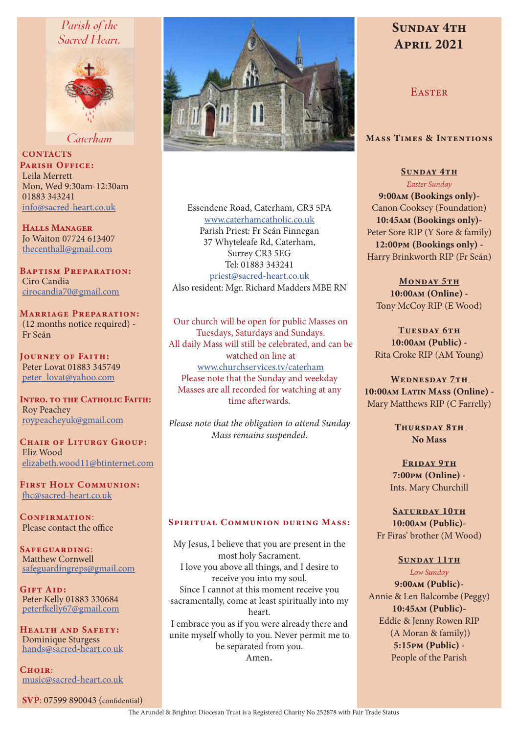*Parish of the Sacred Heart,*

*Caterham*

**CONTACTS**

**PARISH OFFICE:**
Leila Merrett
Mon, Wed 9:30am-12:30am
01883 343241
info@sacred-heart.co.uk

**HALLS MANAGER**
Jo Waiton 07724 613407
thecenthall@gmail.com

**BAPTISM PREPARATION:**
Ciro Candia
cirocandia70@gmail.com

**MARRIAGE PREPARATION:**
(12 months notice required) - Fr Seán

**JOURNEY OF FAITH:**
Peter Lovat 01883 345749
peter_lovat@yahoo.com

**INTRO. TO THE CATHOLIC FAITH:**
Roy Peachey
roypeacheyuk@gmail.com

**CHAIR OF LITURGY GROUP:**
Eliz Wood
elizabeth.wood11@btinternet.com

**FIRST HOLY COMMUNION:**
fhc@sacred-heart.co.uk

**CONFIRMATION:**
Please contact the office

**SAFEGUARDING:**
Matthew Cornwell
safeguardingreps@gmail.com

**GIFT AID:**
Peter Kelly 01883 330684
peterfkelly67@gmail.com

**HEALTH AND SAFETY:**
Dominique Sturgess
hands@sacred-heart.co.uk

**CHOIR:**
music@sacred-heart.co.uk

**SVP**: 07599 890043 (confidential)

Essendene Road, Caterham, CR3 5PA
www.caterhamcatholic.co.uk
Parish Priest: Fr Seán Finnegan
37 Whyteleafe Rd, Caterham,
Surrey CR3 5EG
Tel: 01883 343241
priest@sacred-heart.co.uk
Also resident: Mgr. Richard Madders MBE RN

Our church will be open for public Masses on Tuesdays, Saturdays and Sundays.
All daily Mass will still be celebrated, and can be watched on line at
www.churchservices.tv/caterham
Please note that the Sunday and weekday Masses are all recorded for watching at any time afterwards.

*Please note that the obligation to attend Sunday Mass remains suspended.*

## SPIRITUAL COMMUNION DURING MASS:

My Jesus, I believe that you are present in the most holy Sacrament.
I love you above all things, and I desire to receive you into my soul.
Since I cannot at this moment receive you sacramentally, come at least spiritually into my heart.
I embrace you as if you were already there and unite myself wholly to you. Never permit me to be separated from you.
Amen.

# SUNDAY 4TH APRIL 2021

## EASTER

## MASS TIMES & INTENTIONS

**SUNDAY 4TH**
*Easter Sunday*
**9:00AM (Bookings only)-** Canon Cooksey (Foundation)
**10:45AM (Bookings only)-** Peter Sore RIP (Y Sore & family)
**12:00PM (Bookings only) -** Harry Brinkworth RIP (Fr Seán)

**MONDAY 5TH**
**10:00AM (Online) -** Tony McCoy RIP (E Wood)

**TUESDAY 6TH**
**10:00AM (Public) -** Rita Croke RIP (AM Young)

**WEDNESDAY 7TH**
**10:00AM LATIN MASS (Online) -** Mary Matthews RIP (C Farrelly)

**THURSDAY 8TH**
**No Mass**

**FRIDAY 9TH**
**7:00PM (Online) -** Ints. Mary Churchill

**SATURDAY 10TH**
**10:00AM (Public)-** Fr Firas' brother (M Wood)

**SUNDAY 11TH**
*Low Sunday*
**9:00AM (Public)-** Annie & Len Balcombe (Peggy)
**10:45AM (Public)-** Eddie & Jenny Rowen RIP (A Moran & family))
**5:15PM (Public) -** People of the Parish

The Arundel & Brighton Diocesan Trust is a Registered Charity No 252878 with Fair Trade Status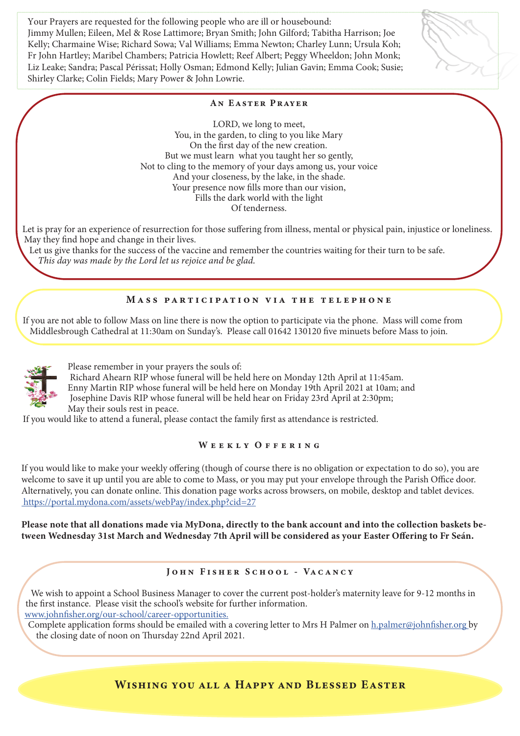Your Prayers are requested for the following people who are ill or housebound:
Jimmy Mullen; Eileen, Mel & Rose Lattimore; Bryan Smith; John Gilford; Tabitha Harrison; Joe Kelly; Charmaine Wise; Richard Sowa; Val Williams; Emma Newton; Charley Lunn; Ursula Koh; Fr John Hartley; Maribel Chambers; Patricia Howlett; Reef Albert; Peggy Wheeldon; John Monk; Liz Leake; Sandra; Pascal Périssat; Holly Osman; Edmond Kelly; Julian Gavin; Emma Cook; Susie; Shirley Clarke; Colin Fields; Mary Power & John Lowrie.

## An Easter Prayer

LORD, we long to meet,
You, in the garden, to cling to you like Mary
On the first day of the new creation.
But we must learn what you taught her so gently,
Not to cling to the memory of your days among us, your voice
And your closeness, by the lake, in the shade.
Your presence now fills more than our vision,
Fills the dark world with the light
Of tenderness.

Let is pray for an experience of resurrection for those suffering from illness, mental or physical pain, injustice or loneliness. May they find hope and change in their lives.
Let us give thanks for the success of the vaccine and remember the countries waiting for their turn to be safe.
*This day was made by the Lord let us rejoice and be glad.*

## Mass participation via the telephone

If you are not able to follow Mass on line there is now the option to participate via the phone. Mass will come from Middlesbrough Cathedral at 11:30am on Sunday's. Please call 01642 130120 five minuets before Mass to join.

Please remember in your prayers the souls of:
Richard Ahearn RIP whose funeral will be held here on Monday 12th April at 11:45am.
Enny Martin RIP whose funeral will be held here on Monday 19th April 2021 at 10am; and
Josephine Davis RIP whose funeral will be held hear on Friday 23rd April at 2:30pm;
May their souls rest in peace.
If you would like to attend a funeral, please contact the family first as attendance is restricted.

## Weekly Offering

If you would like to make your weekly offering (though of course there is no obligation or expectation to do so), you are welcome to save it up until you are able to come to Mass, or you may put your envelope through the Parish Office door. Alternatively, you can donate online. This donation page works across browsers, on mobile, desktop and tablet devices.
https://portal.mydona.com/assets/webPay/index.php?cid=27

**Please note that all donations made via MyDona, directly to the bank account and into the collection baskets between Wednesday 31st March and Wednesday 7th April will be considered as your Easter Offering to Fr Seán.**

## John Fisher School - Vacancy

We wish to appoint a School Business Manager to cover the current post-holder's maternity leave for 9-12 months in the first instance. Please visit the school's website for further information.
www.johnfisher.org/our-school/career-opportunities.
Complete application forms should be emailed with a covering letter to Mrs H Palmer on h.palmer@johnfisher.org by the closing date of noon on Thursday 22nd April 2021.

## Wishing you all a Happy and Blessed Easter